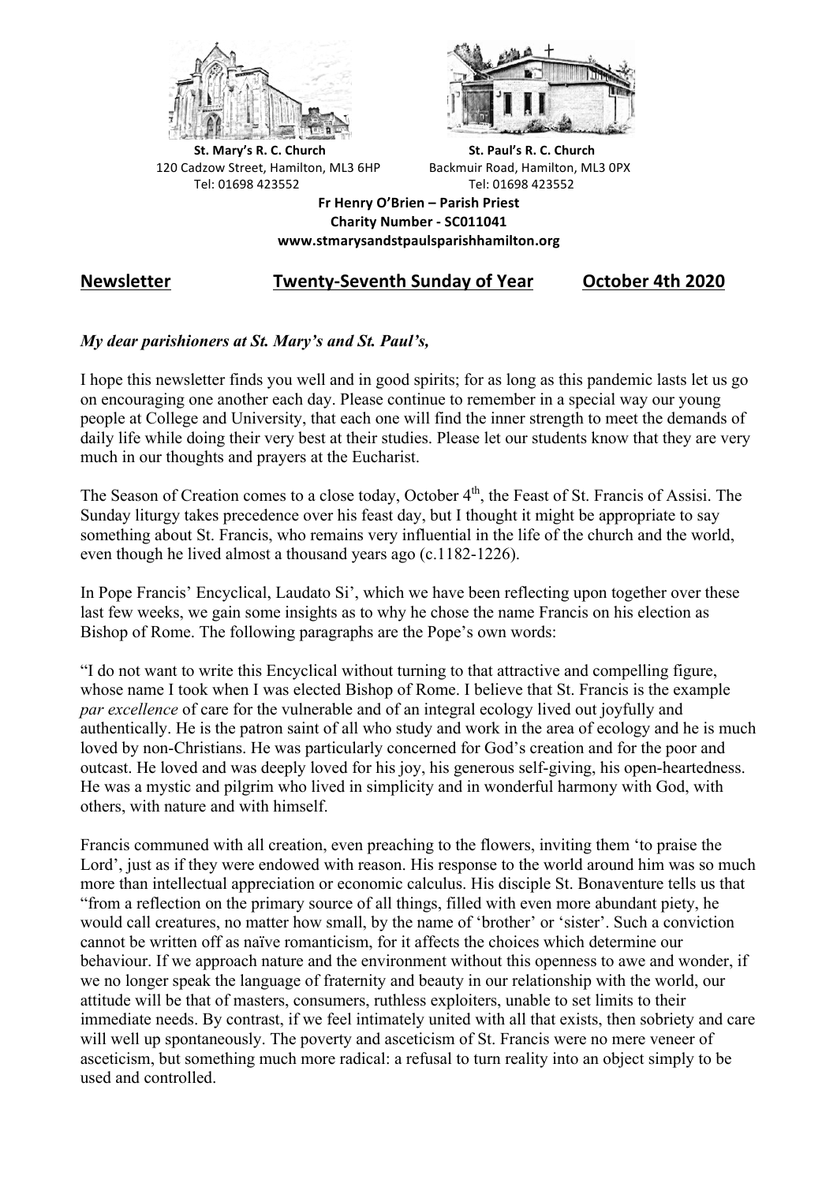**St. Mary's R. C. Church**
120 Cadzow Street, Hamilton, ML3 6HP
Tel: 01698 423552

**St. Paul's R. C. Church**
Backmuir Road, Hamilton, ML3 0PX
Tel: 01698 423552

**Fr Henry O'Brien – Parish Priest**
**Charity Number - SC011041**
**www.stmarysandstpaulsparishhamilton.org**

## <u>Newsletter</u> <u>Twenty-Seventh Sunday of Year</u> <u>October 4th 2020</u>

***My dear parishioners at St. Mary's and St. Paul's,***

I hope this newsletter finds you well and in good spirits; for as long as this pandemic lasts let us go on encouraging one another each day. Please continue to remember in a special way our young people at College and University, that each one will find the inner strength to meet the demands of daily life while doing their very best at their studies. Please let our students know that they are very much in our thoughts and prayers at the Eucharist.

The Season of Creation comes to a close today, October 4th, the Feast of St. Francis of Assisi. The Sunday liturgy takes precedence over his feast day, but I thought it might be appropriate to say something about St. Francis, who remains very influential in the life of the church and the world, even though he lived almost a thousand years ago (c.1182-1226).

In Pope Francis' Encyclical, Laudato Si', which we have been reflecting upon together over these last few weeks, we gain some insights as to why he chose the name Francis on his election as Bishop of Rome. The following paragraphs are the Pope's own words:

"I do not want to write this Encyclical without turning to that attractive and compelling figure, whose name I took when I was elected Bishop of Rome. I believe that St. Francis is the example *par excellence* of care for the vulnerable and of an integral ecology lived out joyfully and authentically. He is the patron saint of all who study and work in the area of ecology and he is much loved by non-Christians. He was particularly concerned for God's creation and for the poor and outcast. He loved and was deeply loved for his joy, his generous self-giving, his open-heartedness. He was a mystic and pilgrim who lived in simplicity and in wonderful harmony with God, with others, with nature and with himself.

Francis communed with all creation, even preaching to the flowers, inviting them 'to praise the Lord', just as if they were endowed with reason. His response to the world around him was so much more than intellectual appreciation or economic calculus. His disciple St. Bonaventure tells us that "from a reflection on the primary source of all things, filled with even more abundant piety, he would call creatures, no matter how small, by the name of 'brother' or 'sister'. Such a conviction cannot be written off as naïve romanticism, for it affects the choices which determine our behaviour. If we approach nature and the environment without this openness to awe and wonder, if we no longer speak the language of fraternity and beauty in our relationship with the world, our attitude will be that of masters, consumers, ruthless exploiters, unable to set limits to their immediate needs. By contrast, if we feel intimately united with all that exists, then sobriety and care will well up spontaneously. The poverty and asceticism of St. Francis were no mere veneer of asceticism, but something much more radical: a refusal to turn reality into an object simply to be used and controlled.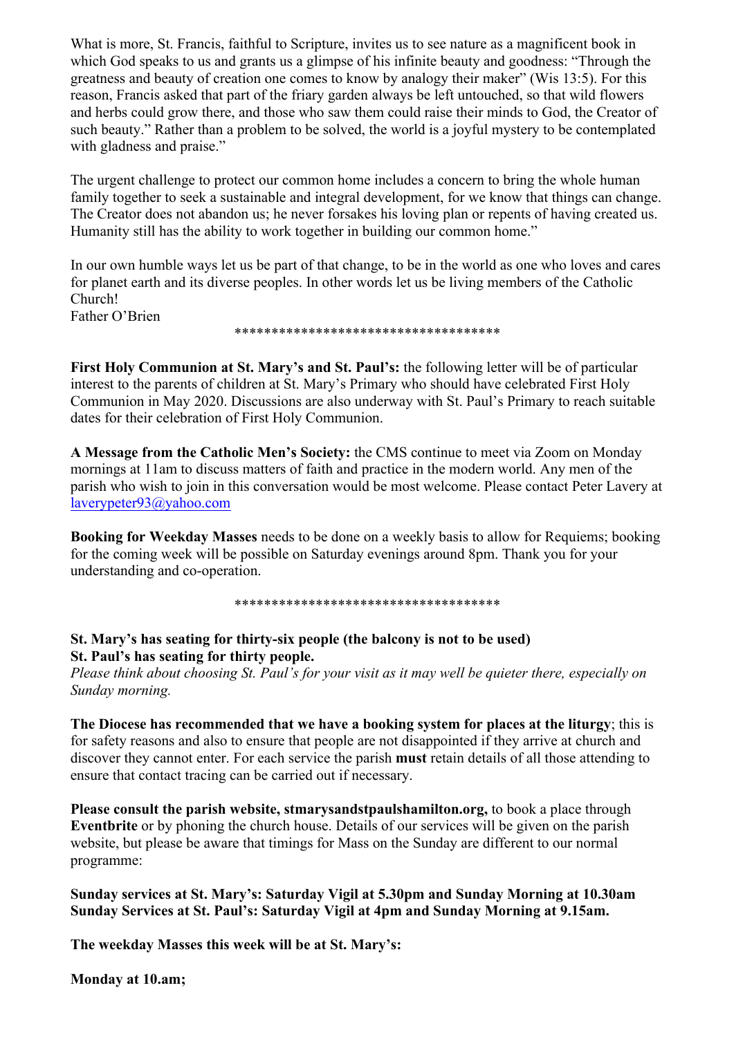What is more, St. Francis, faithful to Scripture, invites us to see nature as a magnificent book in which God speaks to us and grants us a glimpse of his infinite beauty and goodness: "Through the greatness and beauty of creation one comes to know by analogy their maker" (Wis 13:5). For this reason, Francis asked that part of the friary garden always be left untouched, so that wild flowers and herbs could grow there, and those who saw them could raise their minds to God, the Creator of such beauty." Rather than a problem to be solved, the world is a joyful mystery to be contemplated with gladness and praise."

The urgent challenge to protect our common home includes a concern to bring the whole human family together to seek a sustainable and integral development, for we know that things can change. The Creator does not abandon us; he never forsakes his loving plan or repents of having created us. Humanity still has the ability to work together in building our common home."

In our own humble ways let us be part of that change, to be in the world as one who loves and cares for planet earth and its diverse peoples. In other words let us be living members of the Catholic Church!
Father O'Brien

************************************

**First Holy Communion at St. Mary's and St. Paul's:** the following letter will be of particular interest to the parents of children at St. Mary's Primary who should have celebrated First Holy Communion in May 2020. Discussions are also underway with St. Paul's Primary to reach suitable dates for their celebration of First Holy Communion.

**A Message from the Catholic Men's Society:** the CMS continue to meet via Zoom on Monday mornings at 11am to discuss matters of faith and practice in the modern world. Any men of the parish who wish to join in this conversation would be most welcome. Please contact Peter Lavery at laverypeter93@yahoo.com

**Booking for Weekday Masses** needs to be done on a weekly basis to allow for Requiems; booking for the coming week will be possible on Saturday evenings around 8pm. Thank you for your understanding and co-operation.

************************************

**St. Mary's has seating for thirty-six people (the balcony is not to be used)**
**St. Paul's has seating for thirty people.**
*Please think about choosing St. Paul's for your visit as it may well be quieter there, especially on Sunday morning.*

**The Diocese has recommended that we have a booking system for places at the liturgy**; this is for safety reasons and also to ensure that people are not disappointed if they arrive at church and discover they cannot enter. For each service the parish **must** retain details of all those attending to ensure that contact tracing can be carried out if necessary.

**Please consult the parish website, stmarysandstpaulshamilton.org,** to book a place through **Eventbrite** or by phoning the church house. Details of our services will be given on the parish website, but please be aware that timings for Mass on the Sunday are different to our normal programme:

**Sunday services at St. Mary's: Saturday Vigil at 5.30pm and Sunday Morning at 10.30am**
**Sunday Services at St. Paul's: Saturday Vigil at 4pm and Sunday Morning at 9.15am.**

**The weekday Masses this week will be at St. Mary's:**

**Monday at 10.am;**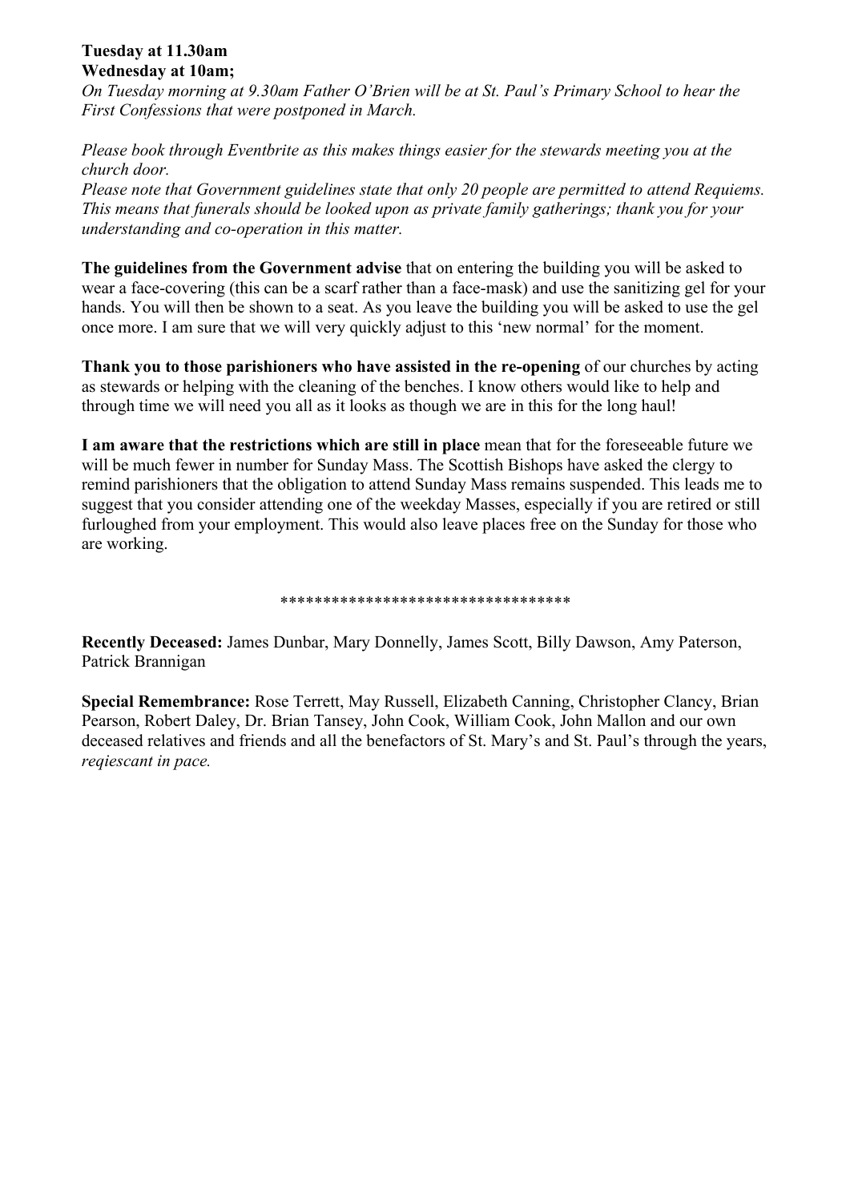**Tuesday at 11.30am**
**Wednesday at 10am;**

*On Tuesday morning at 9.30am Father O'Brien will be at St. Paul's Primary School to hear the First Confessions that were postponed in March.*

*Please book through Eventbrite as this makes things easier for the stewards meeting you at the church door.*
*Please note that Government guidelines state that only 20 people are permitted to attend Requiems. This means that funerals should be looked upon as private family gatherings; thank you for your understanding and co-operation in this matter.*

**The guidelines from the Government advise** that on entering the building you will be asked to wear a face-covering (this can be a scarf rather than a face-mask) and use the sanitizing gel for your hands. You will then be shown to a seat. As you leave the building you will be asked to use the gel once more. I am sure that we will very quickly adjust to this 'new normal' for the moment.

**Thank you to those parishioners who have assisted in the re-opening** of our churches by acting as stewards or helping with the cleaning of the benches. I know others would like to help and through time we will need you all as it looks as though we are in this for the long haul!

**I am aware that the restrictions which are still in place** mean that for the foreseeable future we will be much fewer in number for Sunday Mass. The Scottish Bishops have asked the clergy to remind parishioners that the obligation to attend Sunday Mass remains suspended. This leads me to suggest that you consider attending one of the weekday Masses, especially if you are retired or still furloughed from your employment. This would also leave places free on the Sunday for those who are working.

**********************************

**Recently Deceased:** James Dunbar, Mary Donnelly, James Scott, Billy Dawson, Amy Paterson, Patrick Brannigan

**Special Remembrance:** Rose Terrett, May Russell, Elizabeth Canning, Christopher Clancy, Brian Pearson, Robert Daley, Dr. Brian Tansey, John Cook, William Cook, John Mallon and our own deceased relatives and friends and all the benefactors of St. Mary's and St. Paul's through the years, *reqiescant in pace.*